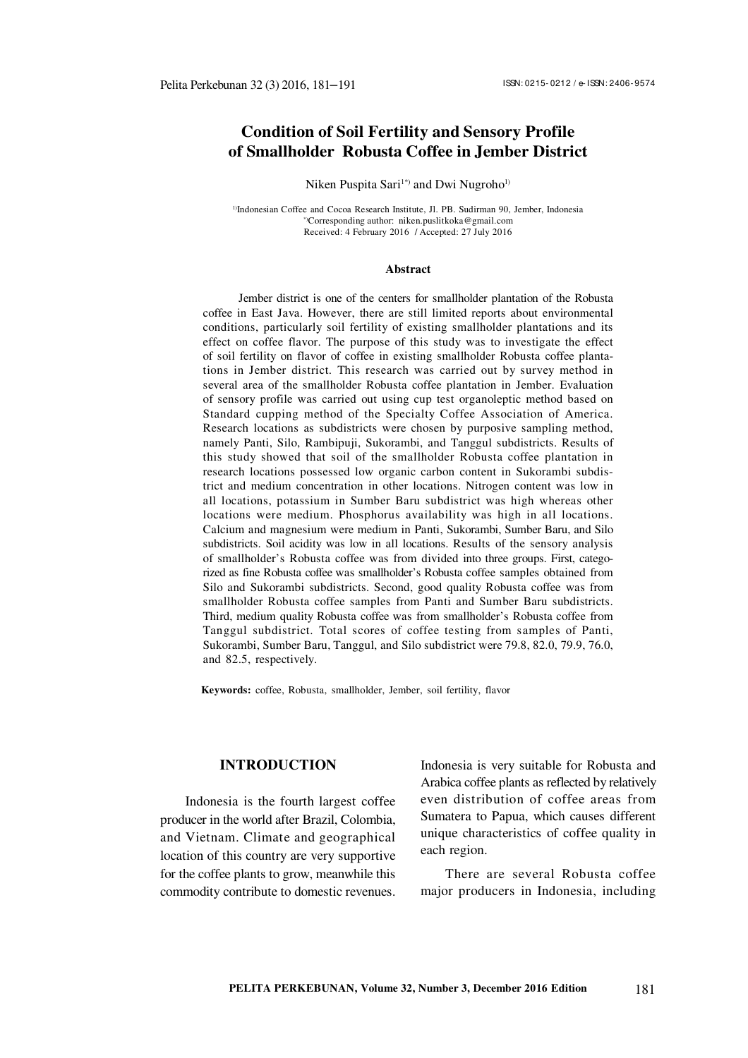# Condition of Soil Fertility and Sensory Profile of Smallholder Robusta Coffee in Jember District

Niken Puspita Sari[1*] and Dwi Nugroho[1]

[1]Indonesian Coffee and Cocoa Research Institute, Jl. PB. Sudirman 90, Jember, Indonesia
[*]Corresponding author: niken.puslitkoka@gmail.com
Received: 4 February 2016 / Accepted: 27 July 2016

## Abstract

Jember district is one of the centers for smallholder plantation of the Robusta coffee in East Java. However, there are still limited reports about environmental conditions, particularly soil fertility of existing smallholder plantations and its effect on coffee flavor. The purpose of this study was to investigate the effect of soil fertility on flavor of coffee in existing smallholder Robusta coffee plantations in Jember district. This research was carried out by survey method in several area of the smallholder Robusta coffee plantation in Jember. Evaluation of sensory profile was carried out using cup test organoleptic method based on Standard cupping method of the Specialty Coffee Association of America. Research locations as subdistricts were chosen by purposive sampling method, namely Panti, Silo, Rambipuji, Sukorambi, and Tanggul subdistricts. Results of this study showed that soil of the smallholder Robusta coffee plantation in research locations possessed low organic carbon content in Sukorambi subdistrict and medium concentration in other locations. Nitrogen content was low in all locations, potassium in Sumber Baru subdistrict was high whereas other locations were medium. Phosphorus availability was high in all locations. Calcium and magnesium were medium in Panti, Sukorambi, Sumber Baru, and Silo subdistricts. Soil acidity was low in all locations. Results of the sensory analysis of smallholder's Robusta coffee was from divided into three groups. First, categorized as fine Robusta coffee was smallholder's Robusta coffee samples obtained from Silo and Sukorambi subdistricts. Second, good quality Robusta coffee was from smallholder Robusta coffee samples from Panti and Sumber Baru subdistricts. Third, medium quality Robusta coffee was from smallholder's Robusta coffee from Tanggul subdistrict. Total scores of coffee testing from samples of Panti, Sukorambi, Sumber Baru, Tanggul, and Silo subdistrict were 79.8, 82.0, 79.9, 76.0, and 82.5, respectively.

**Keywords:** coffee, Robusta, smallholder, Jember, soil fertility, flavor

## INTRODUCTION

Indonesia is the fourth largest coffee producer in the world after Brazil, Colombia, and Vietnam. Climate and geographical location of this country are very supportive for the coffee plants to grow, meanwhile this commodity contribute to domestic revenues. Indonesia is very suitable for Robusta and Arabica coffee plants as reflected by relatively even distribution of coffee areas from Sumatera to Papua, which causes different unique characteristics of coffee quality in each region.

There are several Robusta coffee major producers in Indonesia, including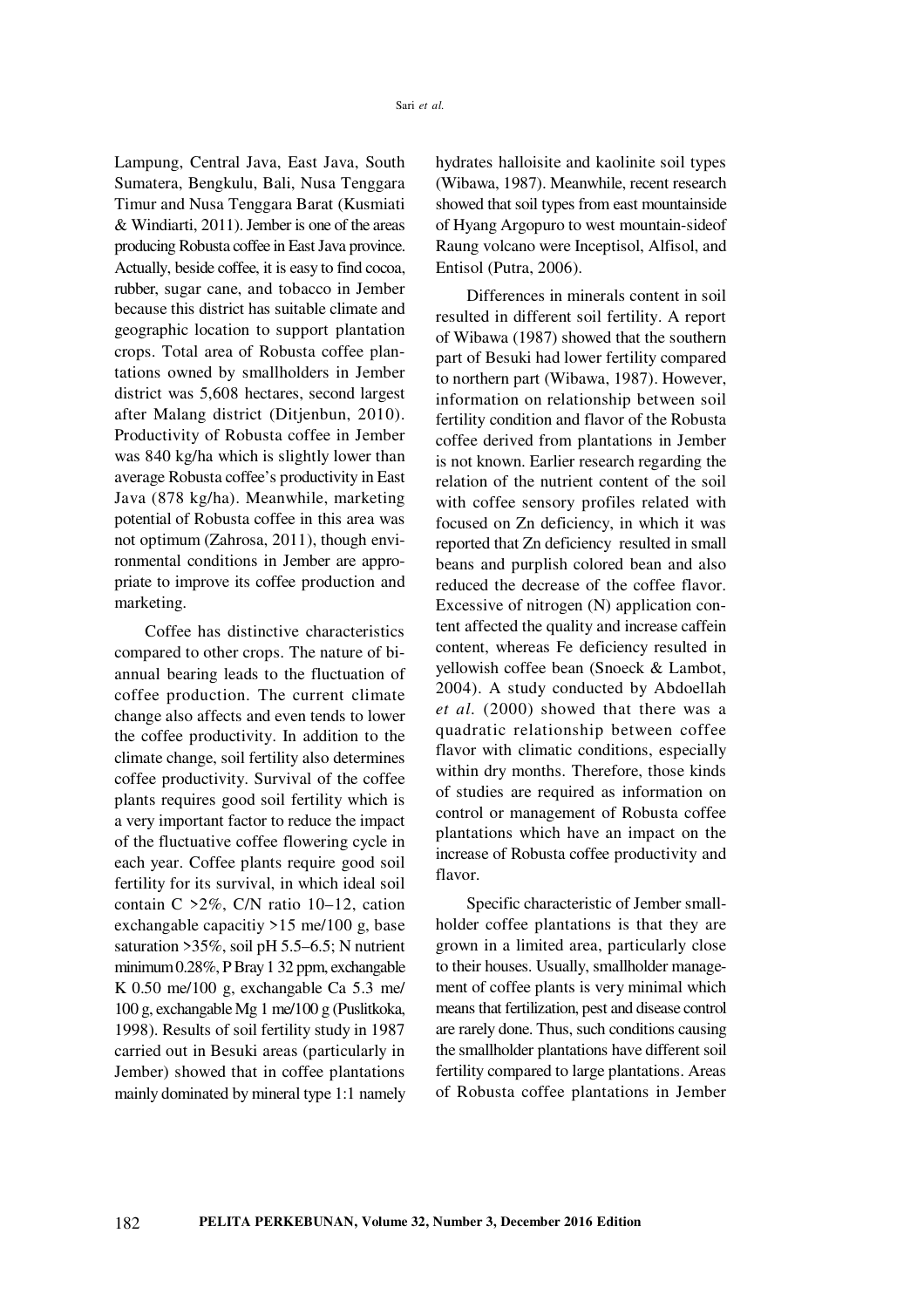Lampung, Central Java, East Java, South Sumatera, Bengkulu, Bali, Nusa Tenggara Timur and Nusa Tenggara Barat (Kusmiati & Windiarti, 2011). Jember is one of the areas producing Robusta coffee in East Java province. Actually, beside coffee, it is easy to find cocoa, rubber, sugar cane, and tobacco in Jember because this district has suitable climate and geographic location to support plantation crops. Total area of Robusta coffee plantations owned by smallholders in Jember district was 5,608 hectares, second largest after Malang district (Ditjenbun, 2010). Productivity of Robusta coffee in Jember was 840 kg/ha which is slightly lower than average Robusta coffee's productivity in East Java (878 kg/ha). Meanwhile, marketing potential of Robusta coffee in this area was not optimum (Zahrosa, 2011), though environmental conditions in Jember are appropriate to improve its coffee production and marketing.

Coffee has distinctive characteristics compared to other crops. The nature of biannual bearing leads to the fluctuation of coffee production. The current climate change also affects and even tends to lower the coffee productivity. In addition to the climate change, soil fertility also determines coffee productivity. Survival of the coffee plants requires good soil fertility which is a very important factor to reduce the impact of the fluctuative coffee flowering cycle in each year. Coffee plants require good soil fertility for its survival, in which ideal soil contain C >2%, C/N ratio 10–12, cation exchangable capacitiy >15 me/100 g, base saturation >35%, soil pH 5.5–6.5; N nutrient minimum 0.28%, P Bray 1 32 ppm, exchangable K 0.50 me/100 g, exchangable Ca 5.3 me/100 g, exchangable Mg 1 me/100 g (Puslitkoka, 1998). Results of soil fertility study in 1987 carried out in Besuki areas (particularly in Jember) showed that in coffee plantations mainly dominated by mineral type 1:1 namely hydrates halloisite and kaolinite soil types (Wibawa, 1987). Meanwhile, recent research showed that soil types from east mountainside of Hyang Argopuro to west mountain-sideof Raung volcano were Inceptisol, Alfisol, and Entisol (Putra, 2006).

Differences in minerals content in soil resulted in different soil fertility. A report of Wibawa (1987) showed that the southern part of Besuki had lower fertility compared to northern part (Wibawa, 1987). However, information on relationship between soil fertility condition and flavor of the Robusta coffee derived from plantations in Jember is not known. Earlier research regarding the relation of the nutrient content of the soil with coffee sensory profiles related with focused on Zn deficiency, in which it was reported that Zn deficiency resulted in small beans and purplish colored bean and also reduced the decrease of the coffee flavor. Excessive of nitrogen (N) application content affected the quality and increase caffein content, whereas Fe deficiency resulted in yellowish coffee bean (Snoeck & Lambot, 2004). A study conducted by Abdoellah *et al*. (2000) showed that there was a quadratic relationship between coffee flavor with climatic conditions, especially within dry months. Therefore, those kinds of studies are required as information on control or management of Robusta coffee plantations which have an impact on the increase of Robusta coffee productivity and flavor.

Specific characteristic of Jember smallholder coffee plantations is that they are grown in a limited area, particularly close to their houses. Usually, smallholder management of coffee plants is very minimal which means that fertilization, pest and disease control are rarely done. Thus, such conditions causing the smallholder plantations have different soil fertility compared to large plantations. Areas of Robusta coffee plantations in Jember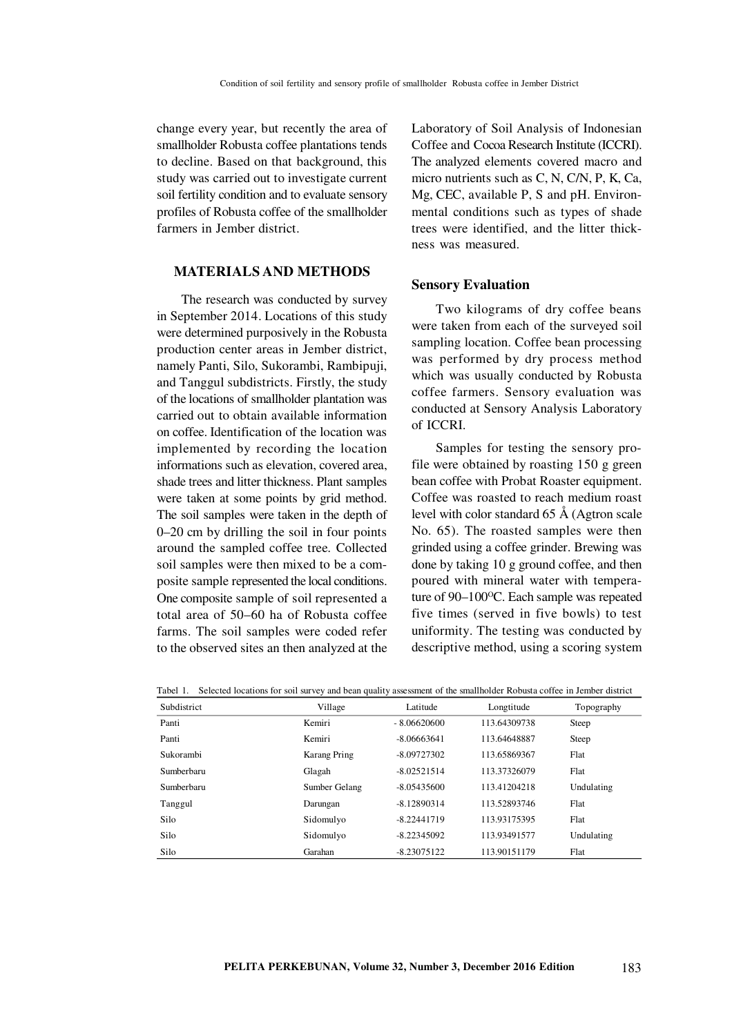change every year, but recently the area of smallholder Robusta coffee plantations tends to decline. Based on that background, this study was carried out to investigate current soil fertility condition and to evaluate sensory profiles of Robusta coffee of the smallholder farmers in Jember district.

## MATERIALS AND METHODS

The research was conducted by survey in September 2014. Locations of this study were determined purposively in the Robusta production center areas in Jember district, namely Panti, Silo, Sukorambi, Rambipuji, and Tanggul subdistricts. Firstly, the study of the locations of smallholder plantation was carried out to obtain available information on coffee. Identification of the location was implemented by recording the location informations such as elevation, covered area, shade trees and litter thickness. Plant samples were taken at some points by grid method. The soil samples were taken in the depth of 0–20 cm by drilling the soil in four points around the sampled coffee tree. Collected soil samples were then mixed to be a composite sample represented the local conditions. One composite sample of soil represented a total area of 50–60 ha of Robusta coffee farms. The soil samples were coded refer to the observed sites an then analyzed at the Laboratory of Soil Analysis of Indonesian Coffee and Cocoa Research Institute (ICCRI). The analyzed elements covered macro and micro nutrients such as C, N, C/N, P, K, Ca, Mg, CEC, available P, S and pH. Environmental conditions such as types of shade trees were identified, and the litter thickness was measured.

### Sensory Evaluation

Two kilograms of dry coffee beans were taken from each of the surveyed soil sampling location. Coffee bean processing was performed by dry process method which was usually conducted by Robusta coffee farmers. Sensory evaluation was conducted at Sensory Analysis Laboratory of ICCRI.

Samples for testing the sensory profile were obtained by roasting 150 g green bean coffee with Probat Roaster equipment. Coffee was roasted to reach medium roast level with color standard 65 Å (Agtron scale No. 65). The roasted samples were then grinded using a coffee grinder. Brewing was done by taking 10 g ground coffee, and then poured with mineral water with temperature of 90–100°C. Each sample was repeated five times (served in five bowls) to test uniformity. The testing was conducted by descriptive method, using a scoring system

Tabel 1. Selected locations for soil survey and bean quality assessment of the smallholder Robusta coffee in Jember district

| Subdistrict | Village | Latitude | Longtitude | Topography |
|---|---|---|---|---|
| Panti | Kemiri | - 8.06620600 | 113.64309738 | Steep |
| Panti | Kemiri | -8.06663641 | 113.64648887 | Steep |
| Sukorambi | Karang Pring | -8.09727302 | 113.65869367 | Flat |
| Sumberbaru | Glagah | -8.02521514 | 113.37326079 | Flat |
| Sumberbaru | Sumber Gelang | -8.05435600 | 113.41204218 | Undulating |
| Tanggul | Darungan | -8.12890314 | 113.52893746 | Flat |
| Silo | Sidomulyo | -8.22441719 | 113.93175395 | Flat |
| Silo | Sidomulyo | -8.22345092 | 113.93491577 | Undulating |
| Silo | Garahan | -8.23075122 | 113.90151179 | Flat |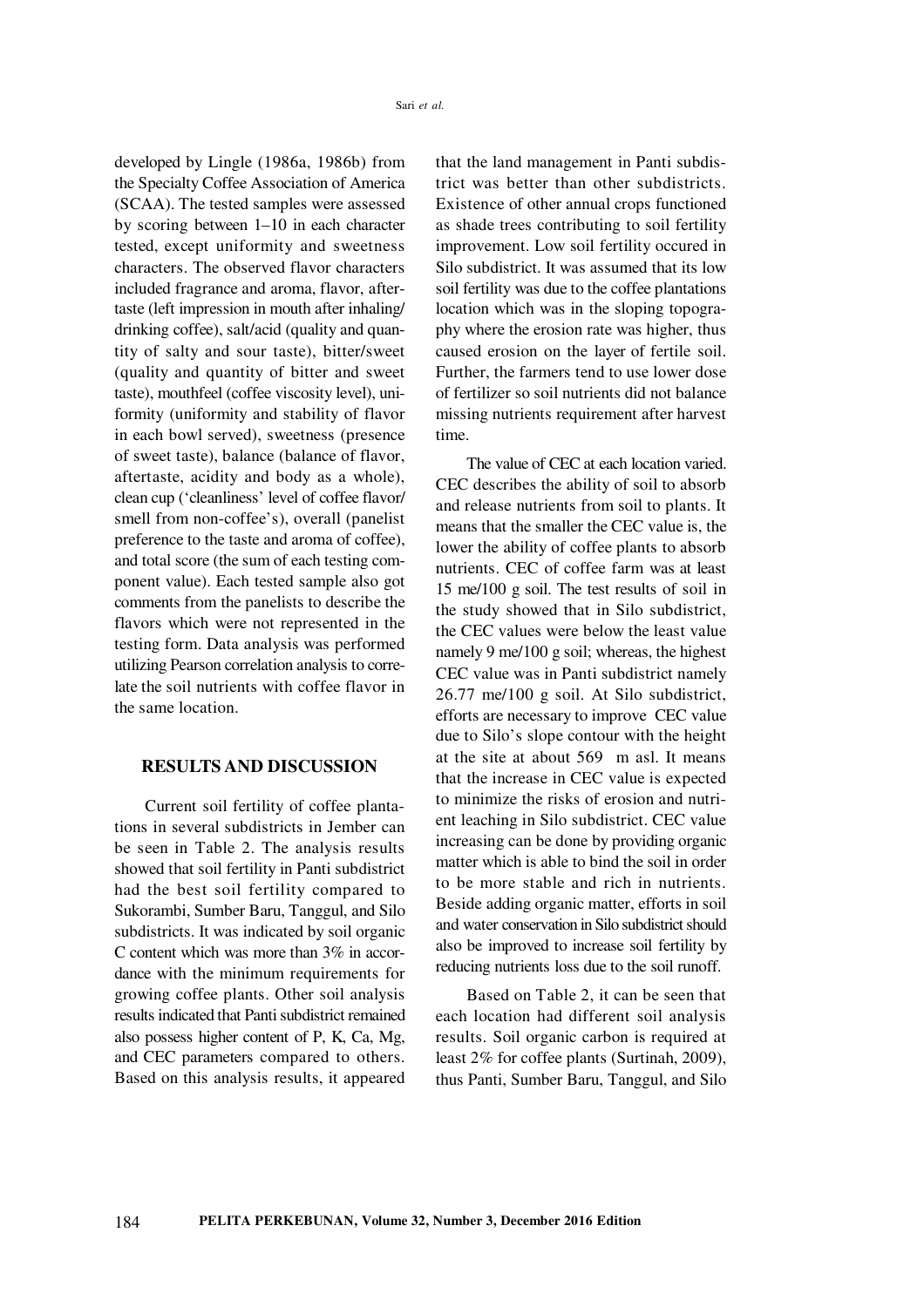developed by Lingle (1986a, 1986b) from the Specialty Coffee Association of America (SCAA). The tested samples were assessed by scoring between 1–10 in each character tested, except uniformity and sweetness characters. The observed flavor characters included fragrance and aroma, flavor, aftertaste (left impression in mouth after inhaling/ drinking coffee), salt/acid (quality and quantity of salty and sour taste), bitter/sweet (quality and quantity of bitter and sweet taste), mouthfeel (coffee viscosity level), uniformity (uniformity and stability of flavor in each bowl served), sweetness (presence of sweet taste), balance (balance of flavor, aftertaste, acidity and body as a whole), clean cup ('cleanliness' level of coffee flavor/ smell from non-coffee's), overall (panelist preference to the taste and aroma of coffee), and total score (the sum of each testing component value). Each tested sample also got comments from the panelists to describe the flavors which were not represented in the testing form. Data analysis was performed utilizing Pearson correlation analysis to correlate the soil nutrients with coffee flavor in the same location.

## RESULTS AND DISCUSSION

Current soil fertility of coffee plantations in several subdistricts in Jember can be seen in Table 2. The analysis results showed that soil fertility in Panti subdistrict had the best soil fertility compared to Sukorambi, Sumber Baru, Tanggul, and Silo subdistricts. It was indicated by soil organic C content which was more than 3% in accordance with the minimum requirements for growing coffee plants. Other soil analysis results indicated that Panti subdistrict remained also possess higher content of P, K, Ca, Mg, and CEC parameters compared to others. Based on this analysis results, it appeared that the land management in Panti subdistrict was better than other subdistricts. Existence of other annual crops functioned as shade trees contributing to soil fertility improvement. Low soil fertility occured in Silo subdistrict. It was assumed that its low soil fertility was due to the coffee plantations location which was in the sloping topography where the erosion rate was higher, thus caused erosion on the layer of fertile soil. Further, the farmers tend to use lower dose of fertilizer so soil nutrients did not balance missing nutrients requirement after harvest time.

The value of CEC at each location varied. CEC describes the ability of soil to absorb and release nutrients from soil to plants. It means that the smaller the CEC value is, the lower the ability of coffee plants to absorb nutrients. CEC of coffee farm was at least 15 me/100 g soil. The test results of soil in the study showed that in Silo subdistrict, the CEC values were below the least value namely 9 me/100 g soil; whereas, the highest CEC value was in Panti subdistrict namely 26.77 me/100 g soil. At Silo subdistrict, efforts are necessary to improve CEC value due to Silo's slope contour with the height at the site at about 569 m asl. It means that the increase in CEC value is expected to minimize the risks of erosion and nutrient leaching in Silo subdistrict. CEC value increasing can be done by providing organic matter which is able to bind the soil in order to be more stable and rich in nutrients. Beside adding organic matter, efforts in soil and water conservation in Silo subdistrict should also be improved to increase soil fertility by reducing nutrients loss due to the soil runoff.

Based on Table 2, it can be seen that each location had different soil analysis results. Soil organic carbon is required at least 2% for coffee plants (Surtinah, 2009), thus Panti, Sumber Baru, Tanggul, and Silo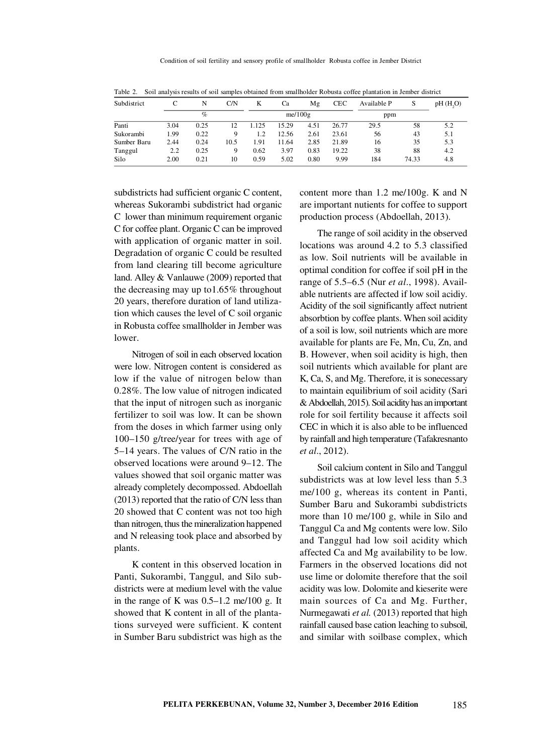Table 2. Soil analysis results of soil samples obtained from smallholder Robusta coffee plantation in Jember district

| Subdistrict | C | N | C/N | K | Ca | Mg | CEC | Available P | S | pH ($H_2O$) |
|---|---|---|---|---|---|---|---|---|---|---|
| | % | | | me/100g | | | | ppm | | |
| Panti | 3.04 | 0.25 | 12 | 1.125 | 15.29 | 4.51 | 26.77 | 29.5 | 58 | 5.2 |
| Sukorambi | 1.99 | 0.22 | 9 | 1.2 | 12.56 | 2.61 | 23.61 | 56 | 43 | 5.1 |
| Sumber Baru | 2.44 | 0.24 | 10.5 | 1.91 | 11.64 | 2.85 | 21.89 | 16 | 35 | 5.3 |
| Tanggul | 2.2 | 0.25 | 9 | 0.62 | 3.97 | 0.83 | 19.22 | 38 | 88 | 4.2 |
| Silo | 2.00 | 0.21 | 10 | 0.59 | 5.02 | 0.80 | 9.99 | 184 | 74.33 | 4.8 |

subdistricts had sufficient organic C content, whereas Sukorambi subdistrict had organic C lower than minimum requirement organic C for coffee plant. Organic C can be improved with application of organic matter in soil. Degradation of organic C could be resulted from land clearing till become agriculture land. Alley & Vanlauwe (2009) reported that the decreasing may up to1.65% throughout 20 years, therefore duration of land utilization which causes the level of C soil organic in Robusta coffee smallholder in Jember was lower.

Nitrogen of soil in each observed location were low. Nitrogen content is considered as low if the value of nitrogen below than 0.28%. The low value of nitrogen indicated that the input of nitrogen such as inorganic fertilizer to soil was low. It can be shown from the doses in which farmer using only 100–150 g/tree/year for trees with age of 5–14 years. The values of C/N ratio in the observed locations were around 9–12. The values showed that soil organic matter was already completely decompossed. Abdoellah (2013) reported that the ratio of C/N less than 20 showed that C content was not too high than nitrogen, thus the mineralization happened and N releasing took place and absorbed by plants.

K content in this observed location in Panti, Sukorambi, Tanggul, and Silo subdistricts were at medium level with the value in the range of K was 0.5–1.2 me/100 g. It showed that K content in all of the plantations surveyed were sufficient. K content in Sumber Baru subdistrict was high as the content more than 1.2 me/100g. K and N are important nutients for coffee to support production process (Abdoellah, 2013).

The range of soil acidity in the observed locations was around 4.2 to 5.3 classified as low. Soil nutrients will be available in optimal condition for coffee if soil pH in the range of 5.5–6.5 (Nur *et al*., 1998). Available nutrients are affected if low soil acidiy. Acidity of the soil significantly affect nutrient absorbtion by coffee plants. When soil acidity of a soil is low, soil nutrients which are more available for plants are Fe, Mn, Cu, Zn, and B. However, when soil acidity is high, then soil nutrients which available for plant are K, Ca, S, and Mg. Therefore, it is sonecessary to maintain equilibrium of soil acidity (Sari & Abdoellah, 2015). Soil acidity has an important role for soil fertility because it affects soil CEC in which it is also able to be influenced by rainfall and high temperature (Tafakresnanto *et al*., 2012).

Soil calcium content in Silo and Tanggul subdistricts was at low level less than 5.3 me/100 g, whereas its content in Panti, Sumber Baru and Sukorambi subdistricts more than 10 me/100 g, while in Silo and Tanggul Ca and Mg contents were low. Silo and Tanggul had low soil acidity which affected Ca and Mg availability to be low. Farmers in the observed locations did not use lime or dolomite therefore that the soil acidity was low. Dolomite and kieserite were main sources of Ca and Mg. Further, Nurmegawati *et al.* (2013) reported that high rainfall caused base cation leaching to subsoil, and similar with soilbase complex, which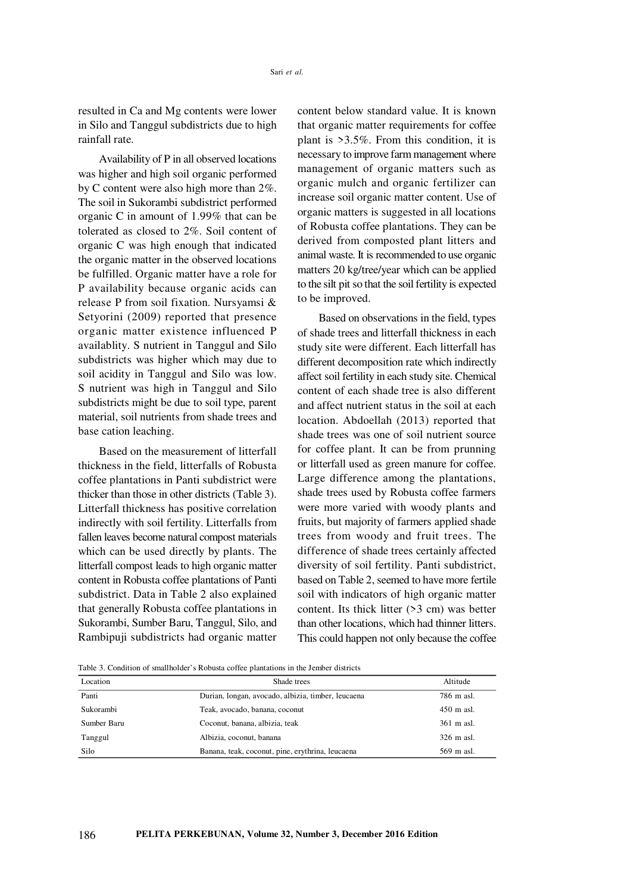resulted in Ca and Mg contents were lower in Silo and Tanggul subdistricts due to high rainfall rate.

Availability of P in all observed locations was higher and high soil organic performed by C content were also high more than 2%. The soil in Sukorambi subdistrict performed organic C in amount of 1.99% that can be tolerated as closed to 2%. Soil content of organic C was high enough that indicated the organic matter in the observed locations be fulfilled. Organic matter have a role for P availability because organic acids can release P from soil fixation. Nursyamsi & Setyorini (2009) reported that presence organic matter existence influenced P availablity. S nutrient in Tanggul and Silo subdistricts was higher which may due to soil acidity in Tanggul and Silo was low. S nutrient was high in Tanggul and Silo subdistricts might be due to soil type, parent material, soil nutrients from shade trees and base cation leaching.

Based on the measurement of litterfall thickness in the field, litterfalls of Robusta coffee plantations in Panti subdistrict were thicker than those in other districts (Table 3). Litterfall thickness has positive correlation indirectly with soil fertility. Litterfalls from fallen leaves become natural compost materials which can be used directly by plants. The litterfall compost leads to high organic matter content in Robusta coffee plantations of Panti subdistrict. Data in Table 2 also explained that generally Robusta coffee plantations in Sukorambi, Sumber Baru, Tanggul, Silo, and Rambipuji subdistricts had organic matter content below standard value. It is known that organic matter requirements for coffee plant is >3.5%. From this condition, it is necessary to improve farm management where management of organic matters such as organic mulch and organic fertilizer can increase soil organic matter content. Use of organic matters is suggested in all locations of Robusta coffee plantations. They can be derived from composted plant litters and animal waste. It is recommended to use organic matters 20 kg/tree/year which can be applied to the silt pit so that the soil fertility is expected to be improved.

Based on observations in the field, types of shade trees and litterfall thickness in each study site were different. Each litterfall has different decomposition rate which indirectly affect soil fertility in each study site. Chemical content of each shade tree is also different and affect nutrient status in the soil at each location. Abdoellah (2013) reported that shade trees was one of soil nutrient source for coffee plant. It can be from prunning or litterfall used as green manure for coffee. Large difference among the plantations, shade trees used by Robusta coffee farmers were more varied with woody plants and fruits, but majority of farmers applied shade trees from woody and fruit trees. The difference of shade trees certainly affected diversity of soil fertility. Panti subdistrict, based on Table 2, seemed to have more fertile soil with indicators of high organic matter content. Its thick litter (>3 cm) was better than other locations, which had thinner litters. This could happen not only because the coffee

Table 3. Condition of smallholder's Robusta coffee plantations in the Jember districts

| Location | Shade trees | Altitude |
|---|---|---|
| Panti | Durian, longan, avocado, albizia, timber, leucaena | 786 m asl. |
| Sukorambi | Teak, avocado, banana, coconut | 450 m asl. |
| Sumber Baru | Coconut, banana, albizia, teak | 361 m asl. |
| Tanggul | Albizia, coconut, banana | 326 m asl. |
| Silo | Banana, teak, coconut, pine, erythrina, leucaena | 569 m asl. |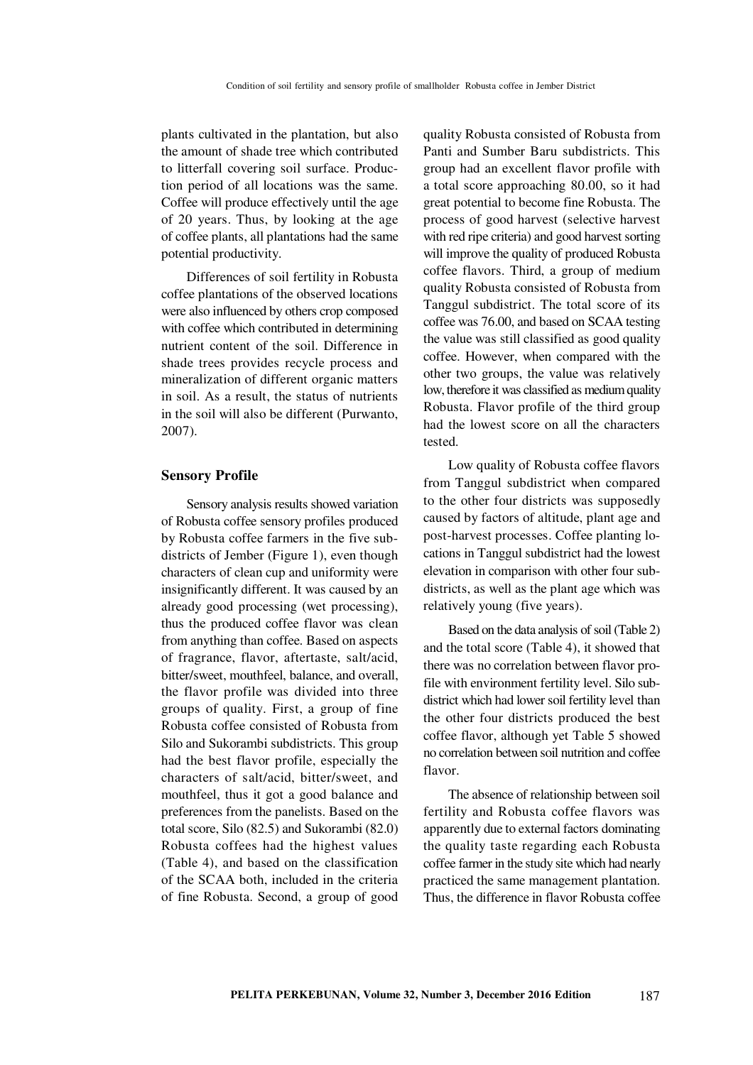plants cultivated in the plantation, but also the amount of shade tree which contributed to litterfall covering soil surface. Production period of all locations was the same. Coffee will produce effectively until the age of 20 years. Thus, by looking at the age of coffee plants, all plantations had the same potential productivity.

Differences of soil fertility in Robusta coffee plantations of the observed locations were also influenced by others crop composed with coffee which contributed in determining nutrient content of the soil. Difference in shade trees provides recycle process and mineralization of different organic matters in soil. As a result, the status of nutrients in the soil will also be different (Purwanto, 2007).

### Sensory Profile

Sensory analysis results showed variation of Robusta coffee sensory profiles produced by Robusta coffee farmers in the five subdistricts of Jember (Figure 1), even though characters of clean cup and uniformity were insignificantly different. It was caused by an already good processing (wet processing), thus the produced coffee flavor was clean from anything than coffee. Based on aspects of fragrance, flavor, aftertaste, salt/acid, bitter/sweet, mouthfeel, balance, and overall, the flavor profile was divided into three groups of quality. First, a group of fine Robusta coffee consisted of Robusta from Silo and Sukorambi subdistricts. This group had the best flavor profile, especially the characters of salt/acid, bitter/sweet, and mouthfeel, thus it got a good balance and preferences from the panelists. Based on the total score, Silo (82.5) and Sukorambi (82.0) Robusta coffees had the highest values (Table 4), and based on the classification of the SCAA both, included in the criteria of fine Robusta. Second, a group of good quality Robusta consisted of Robusta from Panti and Sumber Baru subdistricts. This group had an excellent flavor profile with a total score approaching 80.00, so it had great potential to become fine Robusta. The process of good harvest (selective harvest with red ripe criteria) and good harvest sorting will improve the quality of produced Robusta coffee flavors. Third, a group of medium quality Robusta consisted of Robusta from Tanggul subdistrict. The total score of its coffee was 76.00, and based on SCAA testing the value was still classified as good quality coffee. However, when compared with the other two groups, the value was relatively low, therefore it was classified as medium quality Robusta. Flavor profile of the third group had the lowest score on all the characters tested.

Low quality of Robusta coffee flavors from Tanggul subdistrict when compared to the other four districts was supposedly caused by factors of altitude, plant age and post-harvest processes. Coffee planting locations in Tanggul subdistrict had the lowest elevation in comparison with other four subdistricts, as well as the plant age which was relatively young (five years).

Based on the data analysis of soil (Table 2) and the total score (Table 4), it showed that there was no correlation between flavor profile with environment fertility level. Silo subdistrict which had lower soil fertility level than the other four districts produced the best coffee flavor, although yet Table 5 showed no correlation between soil nutrition and coffee flavor.

The absence of relationship between soil fertility and Robusta coffee flavors was apparently due to external factors dominating the quality taste regarding each Robusta coffee farmer in the study site which had nearly practiced the same management plantation. Thus, the difference in flavor Robusta coffee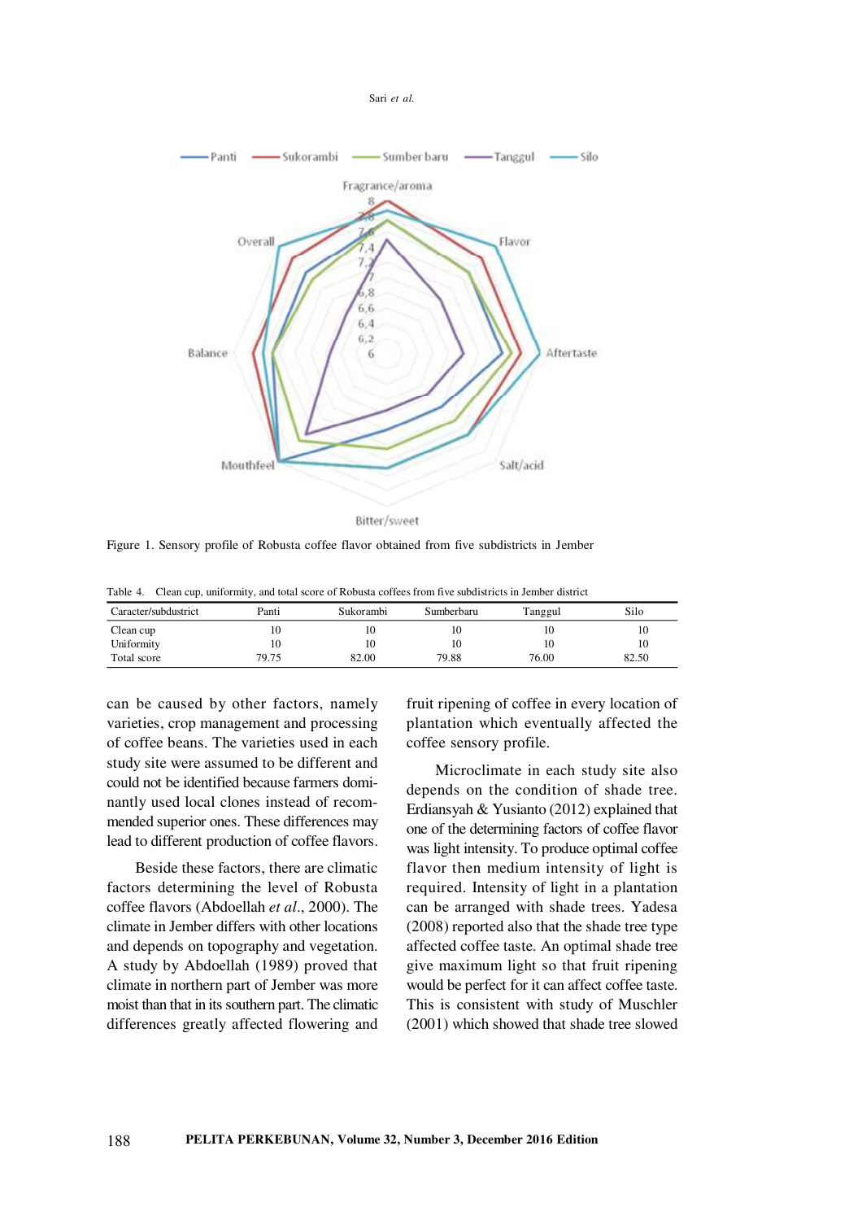Figure 1. Sensory profile of Robusta coffee flavor obtained from five subdistricts in Jember

Table 4. Clean cup, uniformity, and total score of Robusta coffees from five subdistricts in Jember district

| Caracter/subdustrict | Panti | Sukorambi | Sumberbaru | Tanggul | Silo |
|---|---|---|---|---|---|
| Clean cup | 10 | 10 | 10 | 10 | 10 |
| Uniformity | 10 | 10 | 10 | 10 | 10 |
| Total score | 79.75 | 82.00 | 79.88 | 76.00 | 82.50 |

can be caused by other factors, namely varieties, crop management and processing of coffee beans. The varieties used in each study site were assumed to be different and could not be identified because farmers dominantly used local clones instead of recommended superior ones. These differences may lead to different production of coffee flavors.

Beside these factors, there are climatic factors determining the level of Robusta coffee flavors (Abdoellah *et al*., 2000). The climate in Jember differs with other locations and depends on topography and vegetation. A study by Abdoellah (1989) proved that climate in northern part of Jember was more moist than that in its southern part. The climatic differences greatly affected flowering and fruit ripening of coffee in every location of plantation which eventually affected the coffee sensory profile.

Microclimate in each study site also depends on the condition of shade tree. Erdiansyah & Yusianto (2012) explained that one of the determining factors of coffee flavor was light intensity. To produce optimal coffee flavor then medium intensity of light is required. Intensity of light in a plantation can be arranged with shade trees. Yadesa (2008) reported also that the shade tree type affected coffee taste. An optimal shade tree give maximum light so that fruit ripening would be perfect for it can affect coffee taste. This is consistent with study of Muschler (2001) which showed that shade tree slowed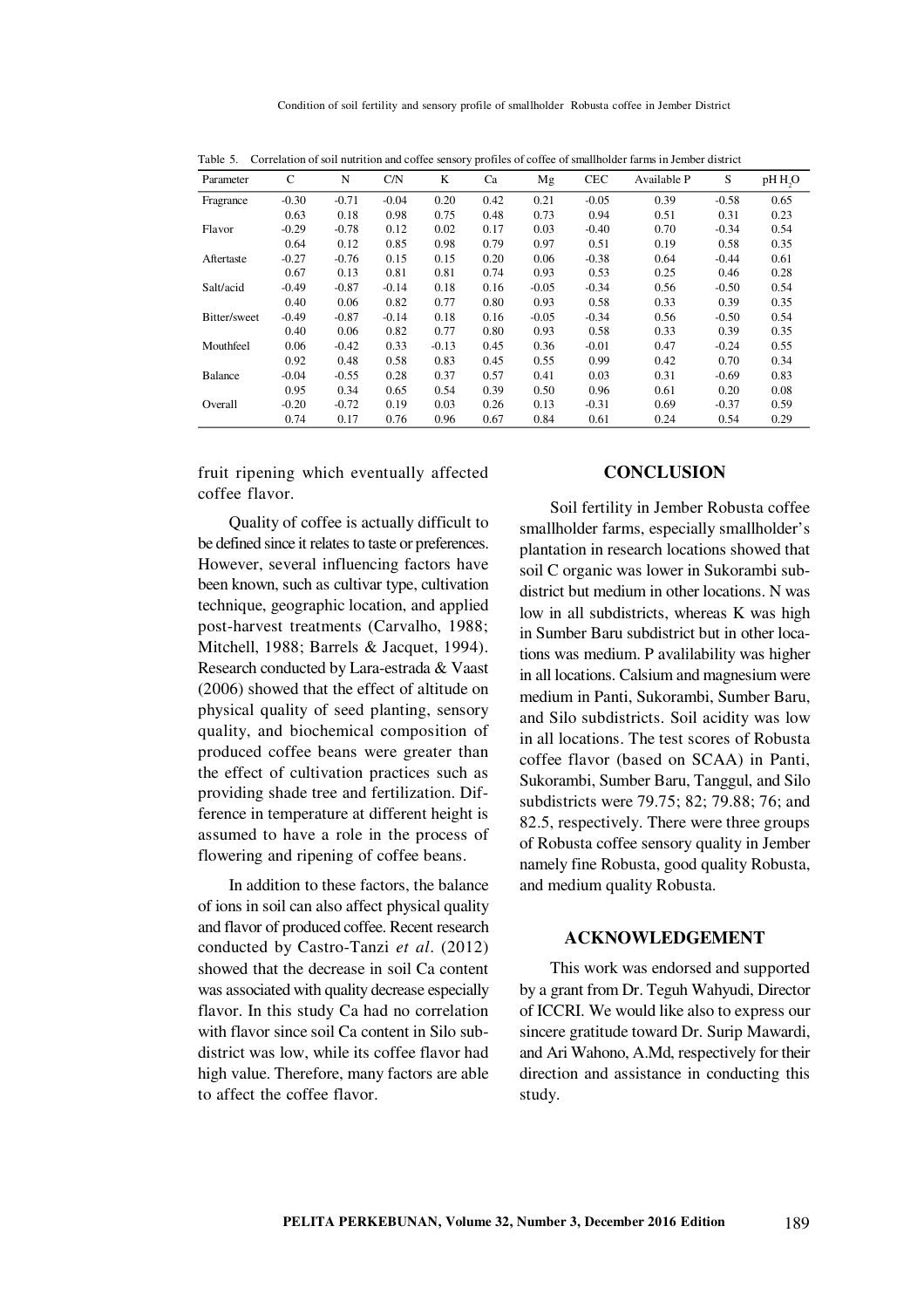Table 5. Correlation of soil nutrition and coffee sensory profiles of coffee of smallholder farms in Jember district

| Parameter | C | N | C/N | K | Ca | Mg | CEC | Available P | S | pH $H_2O$ |
|---|---|---|---|---|---|---|---|---|---|---|
| Fragrance | -0.30 | -0.71 | -0.04 | 0.20 | 0.42 | 0.21 | -0.05 | 0.39 | -0.58 | 0.65 |
| | 0.63 | 0.18 | 0.98 | 0.75 | 0.48 | 0.73 | 0.94 | 0.51 | 0.31 | 0.23 |
| Flavor | -0.29 | -0.78 | 0.12 | 0.02 | 0.17 | 0.03 | -0.40 | 0.70 | -0.34 | 0.54 |
| | 0.64 | 0.12 | 0.85 | 0.98 | 0.79 | 0.97 | 0.51 | 0.19 | 0.58 | 0.35 |
| Aftertaste | -0.27 | -0.76 | 0.15 | 0.15 | 0.20 | 0.06 | -0.38 | 0.64 | -0.44 | 0.61 |
| | 0.67 | 0.13 | 0.81 | 0.81 | 0.74 | 0.93 | 0.53 | 0.25 | 0.46 | 0.28 |
| Salt/acid | -0.49 | -0.87 | -0.14 | 0.18 | 0.16 | -0.05 | -0.34 | 0.56 | -0.50 | 0.54 |
| | 0.40 | 0.06 | 0.82 | 0.77 | 0.80 | 0.93 | 0.58 | 0.33 | 0.39 | 0.35 |
| Bitter/sweet | -0.49 | -0.87 | -0.14 | 0.18 | 0.16 | -0.05 | -0.34 | 0.56 | -0.50 | 0.54 |
| | 0.40 | 0.06 | 0.82 | 0.77 | 0.80 | 0.93 | 0.58 | 0.33 | 0.39 | 0.35 |
| Mouthfeel | 0.06 | -0.42 | 0.33 | -0.13 | 0.45 | 0.36 | -0.01 | 0.47 | -0.24 | 0.55 |
| | 0.92 | 0.48 | 0.58 | 0.83 | 0.45 | 0.55 | 0.99 | 0.42 | 0.70 | 0.34 |
| Balance | -0.04 | -0.55 | 0.28 | 0.37 | 0.57 | 0.41 | 0.03 | 0.31 | -0.69 | 0.83 |
| | 0.95 | 0.34 | 0.65 | 0.54 | 0.39 | 0.50 | 0.96 | 0.61 | 0.20 | 0.08 |
| Overall | -0.20 | -0.72 | 0.19 | 0.03 | 0.26 | 0.13 | -0.31 | 0.69 | -0.37 | 0.59 |
| | 0.74 | 0.17 | 0.76 | 0.96 | 0.67 | 0.84 | 0.61 | 0.24 | 0.54 | 0.29 |

fruit ripening which eventually affected coffee flavor.

Quality of coffee is actually difficult to be defined since it relates to taste or preferences. However, several influencing factors have been known, such as cultivar type, cultivation technique, geographic location, and applied post-harvest treatments (Carvalho, 1988; Mitchell, 1988; Barrels & Jacquet, 1994). Research conducted by Lara-estrada & Vaast (2006) showed that the effect of altitude on physical quality of seed planting, sensory quality, and biochemical composition of produced coffee beans were greater than the effect of cultivation practices such as providing shade tree and fertilization. Difference in temperature at different height is assumed to have a role in the process of flowering and ripening of coffee beans.

In addition to these factors, the balance of ions in soil can also affect physical quality and flavor of produced coffee. Recent research conducted by Castro-Tanzi *et al*. (2012) showed that the decrease in soil Ca content was associated with quality decrease especially flavor. In this study Ca had no correlation with flavor since soil Ca content in Silo subdistrict was low, while its coffee flavor had high value. Therefore, many factors are able to affect the coffee flavor.

## CONCLUSION

Soil fertility in Jember Robusta coffee smallholder farms, especially smallholder's plantation in research locations showed that soil C organic was lower in Sukorambi subdistrict but medium in other locations. N was low in all subdistricts, whereas K was high in Sumber Baru subdistrict but in other locations was medium. P avalilability was higher in all locations. Calsium and magnesium were medium in Panti, Sukorambi, Sumber Baru, and Silo subdistricts. Soil acidity was low in all locations. The test scores of Robusta coffee flavor (based on SCAA) in Panti, Sukorambi, Sumber Baru, Tanggul, and Silo subdistricts were 79.75; 82; 79.88; 76; and 82.5, respectively. There were three groups of Robusta coffee sensory quality in Jember namely fine Robusta, good quality Robusta, and medium quality Robusta.

## ACKNOWLEDGEMENT

This work was endorsed and supported by a grant from Dr. Teguh Wahyudi, Director of ICCRI. We would like also to express our sincere gratitude toward Dr. Surip Mawardi, and Ari Wahono, A.Md, respectively for their direction and assistance in conducting this study.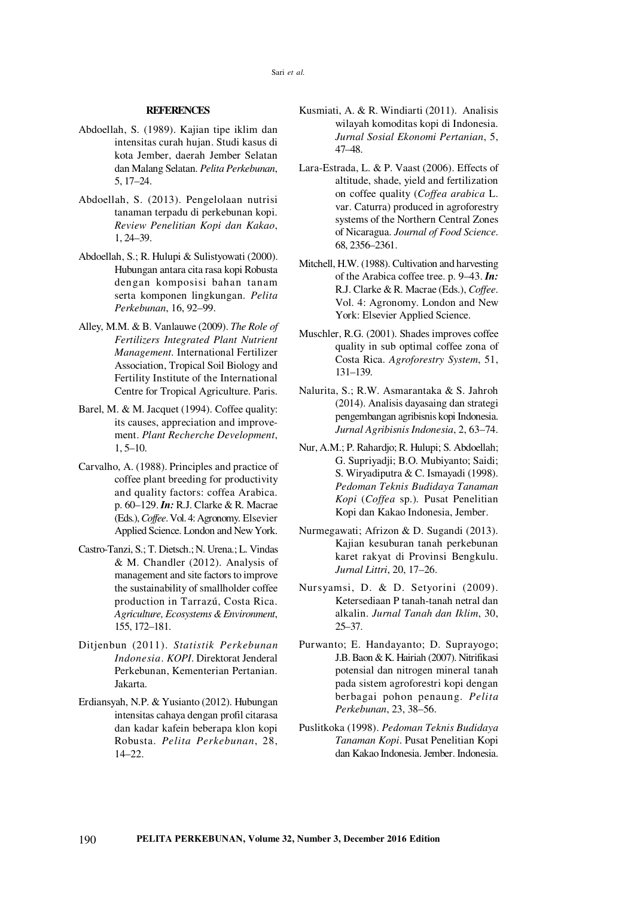## REFERENCES

Abdoellah, S. (1989). Kajian tipe iklim dan intensitas curah hujan. Studi kasus di kota Jember, daerah Jember Selatan dan Malang Selatan. *Pelita Perkebunan*, 5, 17–24.

Abdoellah, S. (2013). Pengelolaan nutrisi tanaman terpadu di perkebunan kopi. *Review Penelitian Kopi dan Kakao*, 1, 24–39.

Abdoellah, S.; R. Hulupi & Sulistyowati (2000). Hubungan antara cita rasa kopi Robusta dengan komposisi bahan tanam serta komponen lingkungan. *Pelita Perkebunan*, 16, 92–99.

Alley, M.M. & B. Vanlauwe (2009). *The Role of Fertilizers Integrated Plant Nutrient Management*. International Fertilizer Association, Tropical Soil Biology and Fertility Institute of the International Centre for Tropical Agriculture. Paris.

Barel, M. & M. Jacquet (1994). Coffee quality: its causes, appreciation and improvement. *Plant Recherche Development*, 1, 5–10.

Carvalho, A. (1988). Principles and practice of coffee plant breeding for productivity and quality factors: coffea Arabica. p. 60–129. ***In:*** R.J. Clarke & R. Macrae (Eds.), *Coffee*. Vol. 4: Agronomy. Elsevier Applied Science. London and New York.

Castro-Tanzi, S.; T. Dietsch.; N. Urena.; L. Vindas & M. Chandler (2012). Analysis of management and site factors to improve the sustainability of smallholder coffee production in Tarrazú, Costa Rica. *Agriculture, Ecosystems & Environment*, 155, 172–181.

Ditjenbun (2011). *Statistik Perkebunan Indonesia. KOPI*. Direktorat Jenderal Perkebunan, Kementerian Pertanian. Jakarta.

Erdiansyah, N.P. & Yusianto (2012). Hubungan intensitas cahaya dengan profil citarasa dan kadar kafein beberapa klon kopi Robusta. *Pelita Perkebunan*, 28, 14–22.

Kusmiati, A. & R. Windiarti (2011). Analisis wilayah komoditas kopi di Indonesia. *Jurnal Sosial Ekonomi Pertanian*, 5, 47–48.

Lara-Estrada, L. & P. Vaast (2006). Effects of altitude, shade, yield and fertilization on coffee quality (*Coffea arabica* L. var. Caturra) produced in agroforestry systems of the Northern Central Zones of Nicaragua. *Journal of Food Science*. 68, 2356–2361.

Mitchell, H.W. (1988). Cultivation and harvesting of the Arabica coffee tree. p. 9–43. ***In:*** R.J. Clarke & R. Macrae (Eds.), *Coffee*. Vol. 4: Agronomy. London and New York: Elsevier Applied Science.

Muschler, R.G. (2001). Shades improves coffee quality in sub optimal coffee zona of Costa Rica. *Agroforestry System*, 51, 131–139.

Nalurita, S.; R.W. Asmarantaka & S. Jahroh (2014). Analisis dayasaing dan strategi pengembangan agribisnis kopi Indonesia. *Jurnal Agribisnis Indonesia*, 2, 63–74.

Nur, A.M.; P. Rahardjo; R. Hulupi; S. Abdoellah; G. Supriyadji; B.O. Mubiyanto; Saidi; S. Wiryadiputra & C. Ismayadi (1998). *Pedoman Teknis Budidaya Tanaman Kopi* (*Coffea* sp.). Pusat Penelitian Kopi dan Kakao Indonesia, Jember.

Nurmegawati; Afrizon & D. Sugandi (2013). Kajian kesuburan tanah perkebunan karet rakyat di Provinsi Bengkulu. *Jurnal Littri*, 20, 17–26.

Nursyamsi, D. & D. Setyorini (2009). Ketersediaan P tanah-tanah netral dan alkalin. *Jurnal Tanah dan Iklim*, 30, 25–37.

Purwanto; E. Handayanto; D. Suprayogo; J.B. Baon & K. Hairiah (2007). Nitrifikasi potensial dan nitrogen mineral tanah pada sistem agroforestri kopi dengan berbagai pohon penaung. *Pelita Perkebunan*, 23, 38–56.

Puslitkoka (1998). *Pedoman Teknis Budidaya Tanaman Kopi*. Pusat Penelitian Kopi dan Kakao Indonesia. Jember. Indonesia.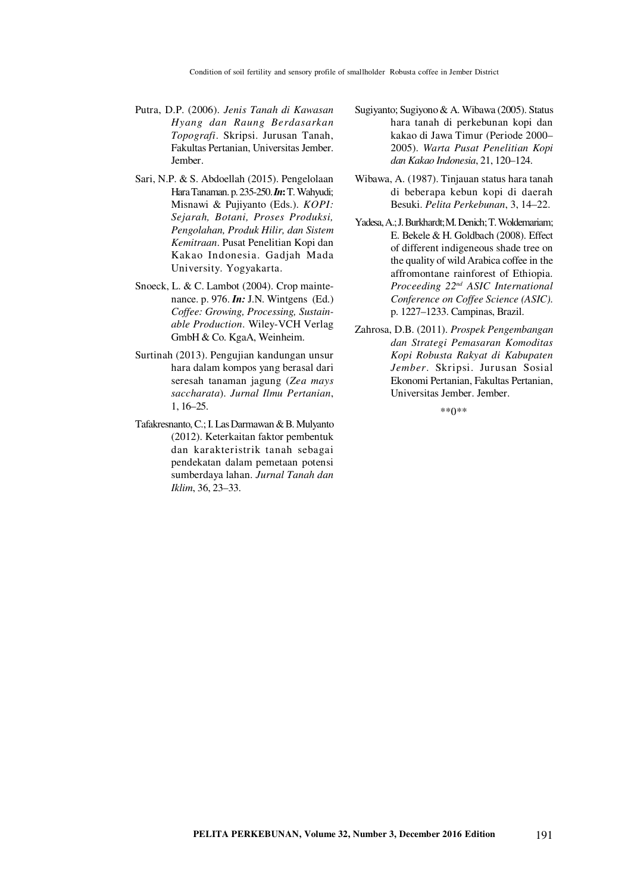Putra, D.P. (2006). *Jenis Tanah di Kawasan Hyang dan Raung Berdasarkan Topografi*. Skripsi. Jurusan Tanah, Fakultas Pertanian, Universitas Jember. Jember.

Sari, N.P. & S. Abdoellah (2015). Pengelolaan Hara Tanaman. p. 235-250. ***In:*** T. Wahyudi; Misnawi & Pujiyanto (Eds.). *KOPI: Sejarah, Botani, Proses Produksi, Pengolahan, Produk Hilir, dan Sistem Kemitraan*. Pusat Penelitian Kopi dan Kakao Indonesia. Gadjah Mada University. Yogyakarta.

Snoeck, L. & C. Lambot (2004). Crop maintenance. p. 976. ***In:*** J.N. Wintgens (Ed.) *Coffee: Growing, Processing, Sustainable Production*. Wiley-VCH Verlag GmbH & Co. KgaA, Weinheim.

Surtinah (2013). Pengujian kandungan unsur hara dalam kompos yang berasal dari seresah tanaman jagung (*Zea mays saccharata*). *Jurnal Ilmu Pertanian*, 1, 16–25.

Tafakresnanto, C.; I. Las Darmawan & B. Mulyanto (2012). Keterkaitan faktor pembentuk dan karakteristrik tanah sebagai pendekatan dalam pemetaan potensi sumberdaya lahan. *Jurnal Tanah dan Iklim*, 36, 23–33.

Sugiyanto; Sugiyono & A. Wibawa (2005). Status hara tanah di perkebunan kopi dan kakao di Jawa Timur (Periode 2000–2005). *Warta Pusat Penelitian Kopi dan Kakao Indonesia*, 21, 120–124.

Wibawa, A. (1987). Tinjauan status hara tanah di beberapa kebun kopi di daerah Besuki. *Pelita Perkebunan*, 3, 14–22.

Yadesa, A.; J. Burkhardt; M. Denich; T. Woldemariam; E. Bekele & H. Goldbach (2008). Effect of different indigeneous shade tree on the quality of wild Arabica coffee in the affromontane rainforest of Ethiopia. *Proceeding 22nd ASIC International Conference on Coffee Science (ASIC)*. p. 1227–1233. Campinas, Brazil.

Zahrosa, D.B. (2011). *Prospek Pengembangan dan Strategi Pemasaran Komoditas Kopi Robusta Rakyat di Kabupaten Jember*. Skripsi. Jurusan Sosial Ekonomi Pertanian, Fakultas Pertanian, Universitas Jember. Jember.

\*\*0\*\*